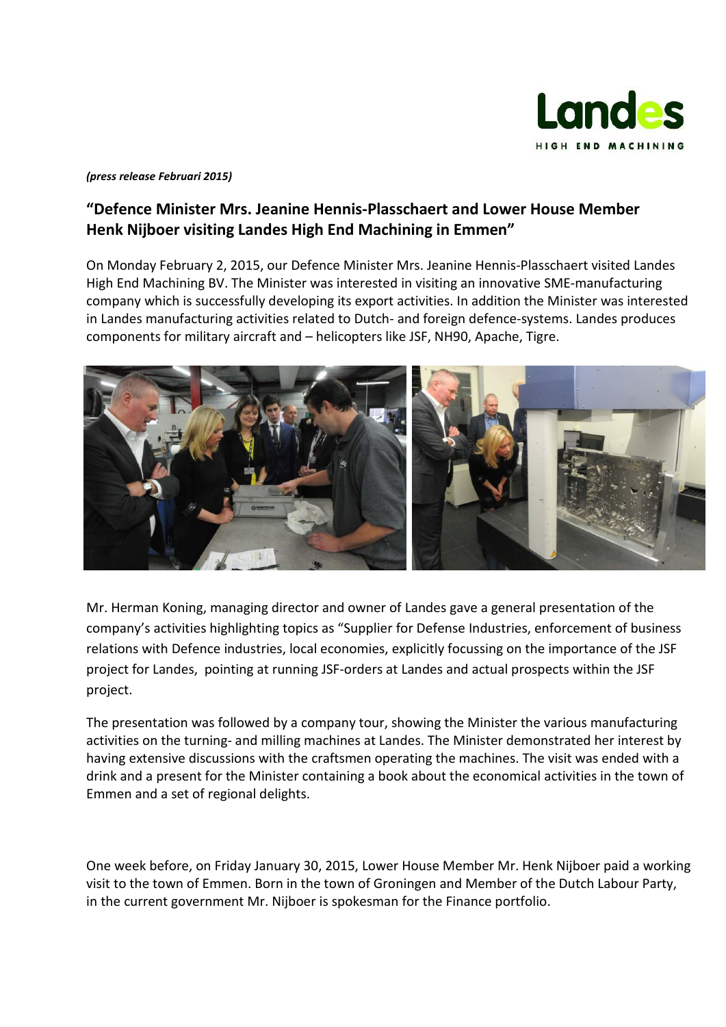Landes

HIGH END MACHINING

*(press release Februari 2015)*

## "Defence Minister Mrs. Jeanine Hennis-Plasschaert and Lower House Member Henk Nijboer visiting Landes High End Machining in Emmen"

On Monday February 2, 2015, our Defence Minister Mrs. Jeanine Hennis-Plasschaert visited Landes High End Machining BV. The Minister was interested in visiting an innovative SME-manufacturing company which is successfully developing its export activities. In addition the Minister was interested in Landes manufacturing activities related to Dutch- and foreign defence-systems. Landes produces components for military aircraft and – helicopters like JSF, NH90, Apache, Tigre.

Mr. Herman Koning, managing director and owner of Landes gave a general presentation of the company's activities highlighting topics as "Supplier for Defense Industries, enforcement of business relations with Defence industries, local economies, explicitly focussing on the importance of the JSF project for Landes, pointing at running JSF-orders at Landes and actual prospects within the JSF project.

The presentation was followed by a company tour, showing the Minister the various manufacturing activities on the turning- and milling machines at Landes. The Minister demonstrated her interest by having extensive discussions with the craftsmen operating the machines. The visit was ended with a drink and a present for the Minister containing a book about the economical activities in the town of Emmen and a set of regional delights.

One week before, on Friday January 30, 2015, Lower House Member Mr. Henk Nijboer paid a working visit to the town of Emmen. Born in the town of Groningen and Member of the Dutch Labour Party, in the current government Mr. Nijboer is spokesman for the Finance portfolio.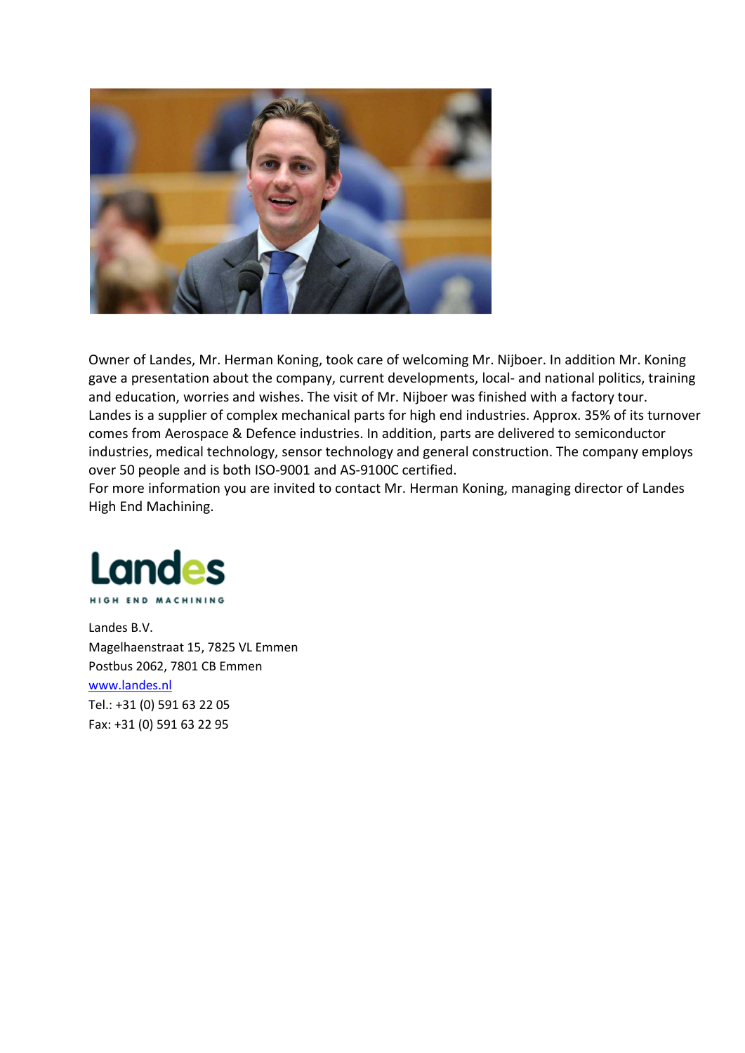Owner of Landes, Mr. Herman Koning, took care of welcoming Mr. Nijboer. In addition Mr. Koning gave a presentation about the company, current developments, local- and national politics, training and education, worries and wishes. The visit of Mr. Nijboer was finished with a factory tour.
Landes is a supplier of complex mechanical parts for high end industries. Approx. 35% of its turnover comes from Aerospace & Defence industries. In addition, parts are delivered to semiconductor industries, medical technology, sensor technology and general construction. The company employs over 50 people and is both ISO-9001 and AS-9100C certified.
For more information you are invited to contact Mr. Herman Koning, managing director of Landes High End Machining.

Landes

HIGH END MACHINING

Landes B.V.
Magelhaenstraat 15, 7825 VL Emmen
Postbus 2062, 7801 CB Emmen
www.landes.nl
Tel.: +31 (0) 591 63 22 05
Fax: +31 (0) 591 63 22 95